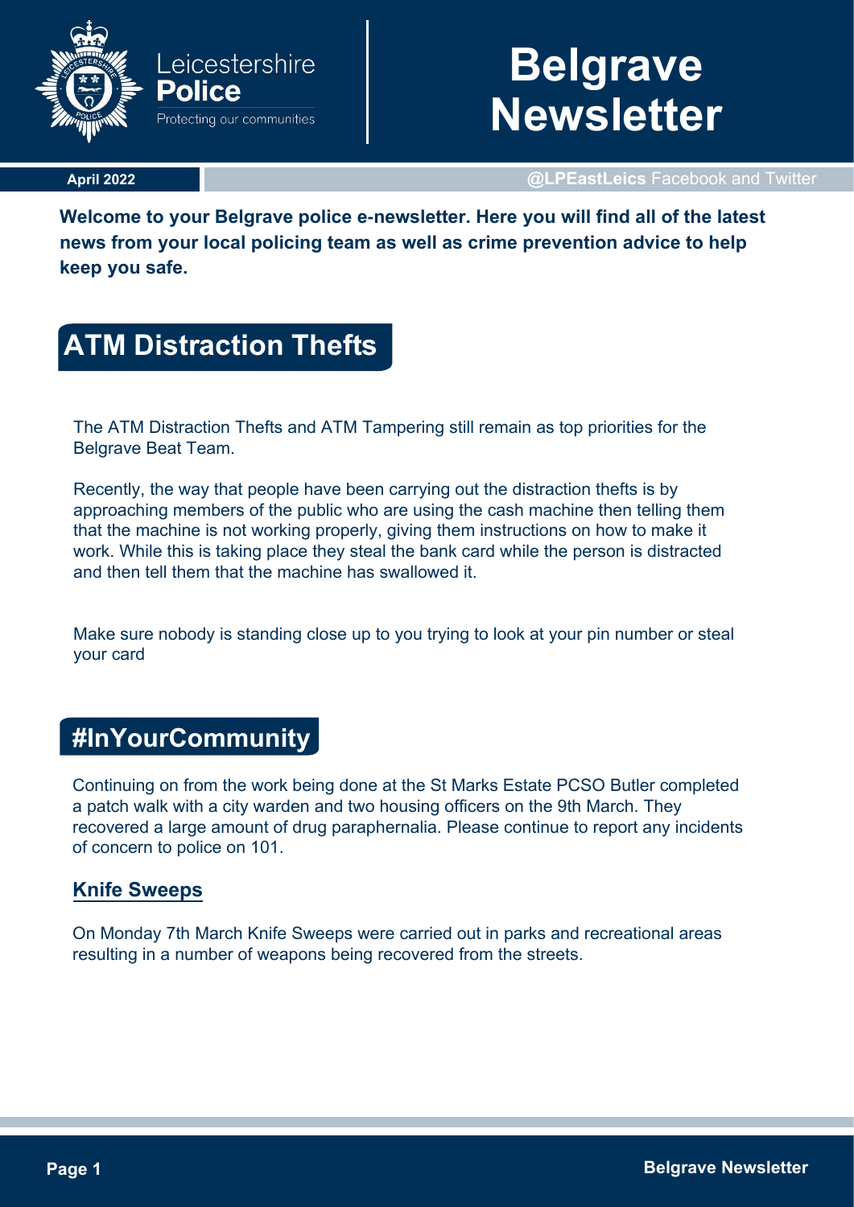Leicestershire **Police**
Protecting our communities

# Belgrave Newsletter

**April 2022**

**@LPEastLeics** Facebook and Twitter

**Welcome to your Belgrave police e-newsletter. Here you will find all of the latest news from your local policing team as well as crime prevention advice to help keep you safe.**

## ATM Distraction Thefts

The ATM Distraction Thefts and ATM Tampering still remain as top priorities for the Belgrave Beat Team.

Recently, the way that people have been carrying out the distraction thefts is by approaching members of the public who are using the cash machine then telling them that the machine is not working properly, giving them instructions on how to make it work. While this is taking place they steal the bank card while the person is distracted and then tell them that the machine has swallowed it.

Make sure nobody is standing close up to you trying to look at your pin number or steal your card

## #InYourCommunity

Continuing on from the work being done at the St Marks Estate PCSO Butler completed a patch walk with a city warden and two housing officers on the 9th March. They recovered a large amount of drug paraphernalia. Please continue to report any incidents of concern to police on 101.

### Knife Sweeps

On Monday 7th March Knife Sweeps were carried out in parks and recreational areas resulting in a number of weapons being recovered from the streets.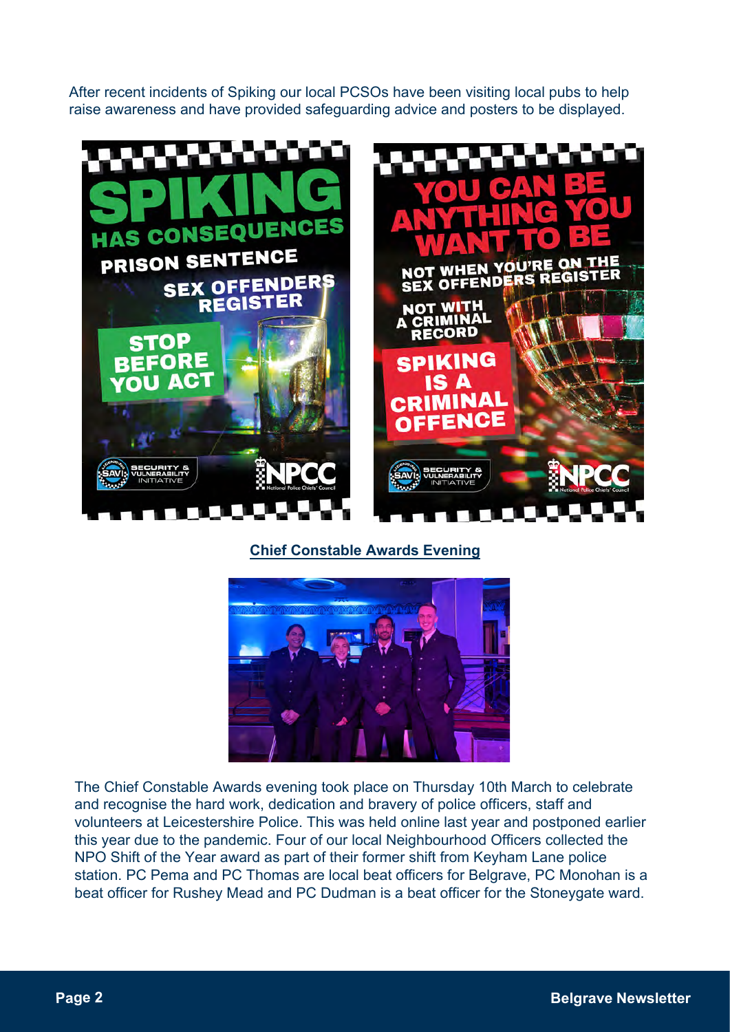After recent incidents of Spiking our local PCSOs have been visiting local pubs to help raise awareness and have provided safeguarding advice and posters to be displayed.

## Chief Constable Awards Evening

The Chief Constable Awards evening took place on Thursday 10th March to celebrate and recognise the hard work, dedication and bravery of police officers, staff and volunteers at Leicestershire Police. This was held online last year and postponed earlier this year due to the pandemic. Four of our local Neighbourhood Officers collected the NPO Shift of the Year award as part of their former shift from Keyham Lane police station. PC Pema and PC Thomas are local beat officers for Belgrave, PC Monohan is a beat officer for Rushey Mead and PC Dudman is a beat officer for the Stoneygate ward.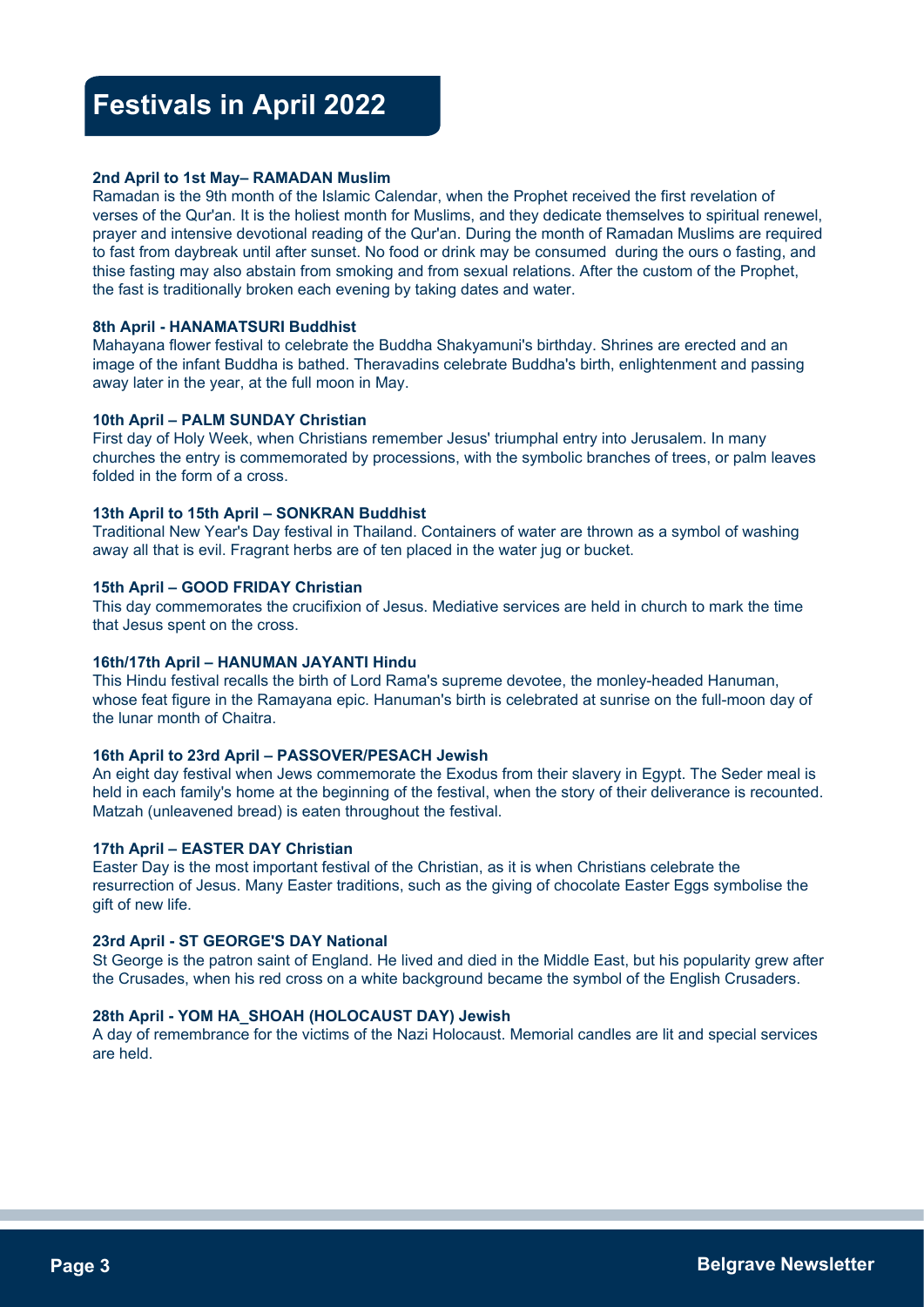# Festivals in April 2022

**2nd April to 1st May– RAMADAN Muslim**
Ramadan is the 9th month of the Islamic Calendar, when the Prophet received the first revelation of verses of the Qur'an. It is the holiest month for Muslims, and they dedicate themselves to spiritual renewel, prayer and intensive devotional reading of the Qur'an. During the month of Ramadan Muslims are required to fast from daybreak until after sunset. No food or drink may be consumed during the ours o fasting, and thise fasting may also abstain from smoking and from sexual relations. After the custom of the Prophet, the fast is traditionally broken each evening by taking dates and water.

**8th April - HANAMATSURI Buddhist**
Mahayana flower festival to celebrate the Buddha Shakyamuni's birthday. Shrines are erected and an image of the infant Buddha is bathed. Theravadins celebrate Buddha's birth, enlightenment and passing away later in the year, at the full moon in May.

**10th April – PALM SUNDAY Christian**
First day of Holy Week, when Christians remember Jesus' triumphal entry into Jerusalem. In many churches the entry is commemorated by processions, with the symbolic branches of trees, or palm leaves folded in the form of a cross.

**13th April to 15th April – SONKRAN Buddhist**
Traditional New Year's Day festival in Thailand. Containers of water are thrown as a symbol of washing away all that is evil. Fragrant herbs are of ten placed in the water jug or bucket.

**15th April – GOOD FRIDAY Christian**
This day commemorates the crucifixion of Jesus. Mediative services are held in church to mark the time that Jesus spent on the cross.

**16th/17th April – HANUMAN JAYANTI Hindu**
This Hindu festival recalls the birth of Lord Rama's supreme devotee, the monley-headed Hanuman, whose feat figure in the Ramayana epic. Hanuman's birth is celebrated at sunrise on the full-moon day of the lunar month of Chaitra.

**16th April to 23rd April – PASSOVER/PESACH Jewish**
An eight day festival when Jews commemorate the Exodus from their slavery in Egypt. The Seder meal is held in each family's home at the beginning of the festival, when the story of their deliverance is recounted. Matzah (unleavened bread) is eaten throughout the festival.

**17th April – EASTER DAY Christian**
Easter Day is the most important festival of the Christian, as it is when Christians celebrate the resurrection of Jesus. Many Easter traditions, such as the giving of chocolate Easter Eggs symbolise the gift of new life.

**23rd April - ST GEORGE'S DAY National**
St George is the patron saint of England. He lived and died in the Middle East, but his popularity grew after the Crusades, when his red cross on a white background became the symbol of the English Crusaders.

**28th April - YOM HA_SHOAH (HOLOCAUST DAY) Jewish**
A day of remembrance for the victims of the Nazi Holocaust. Memorial candles are lit and special services are held.